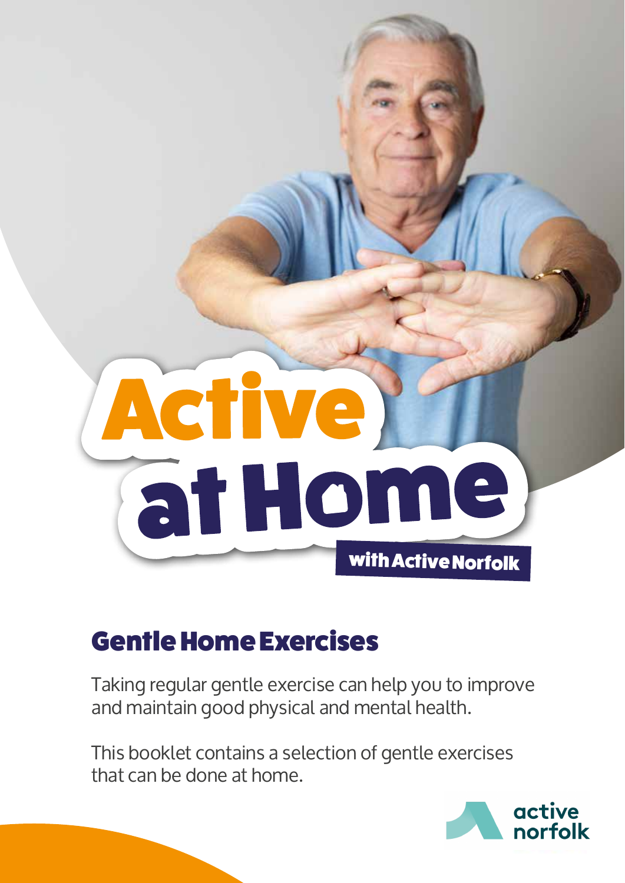# Active at Home

with Active Norfolk

## Gentle Home Exercises

Taking regular gentle exercise can help you to improve and maintain good physical and mental health.

This booklet contains a selection of gentle exercises that can be done at home.

active norfolk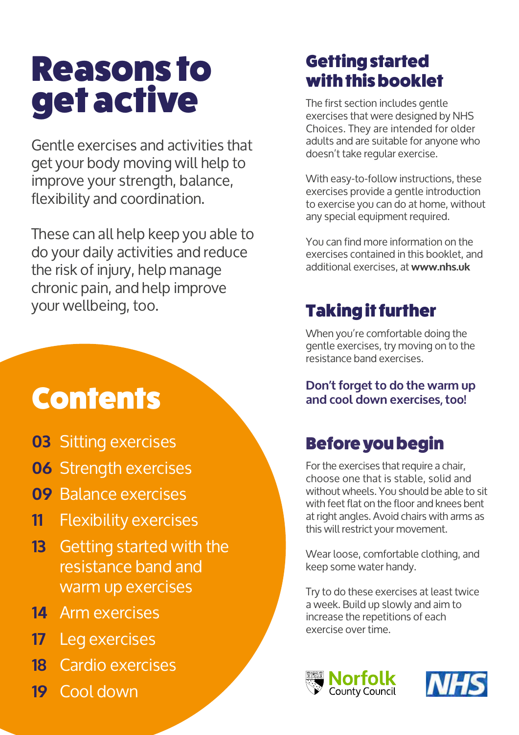# Reasons to get active

Gentle exercises and activities that get your body moving will help to improve your strength, balance, flexibility and coordination.

These can all help keep you able to do your daily activities and reduce the risk of injury, help manage chronic pain, and help improve your wellbeing, too.

## Contents

- **03** Sitting exercises
- **06** Strength exercises
- **09** Balance exercises
- **11** Flexibility exercises
- **13** Getting started with the resistance band and warm up exercises
- **14** Arm exercises
- **17** Leg exercises
- **18** Cardio exercises
- **19** Cool down

## Getting started with this booklet

The first section includes gentle exercises that were designed by NHS Choices. They are intended for older adults and are suitable for anyone who doesn't take regular exercise.

With easy-to-follow instructions, these exercises provide a gentle introduction to exercise you can do at home, without any special equipment required.

You can find more information on the exercises contained in this booklet, and additional exercises, at **www.nhs.uk**

## Taking it further

When you're comfortable doing the gentle exercises, try moving on to the resistance band exercises.

**Don't forget to do the warm up and cool down exercises, too!**

## Before you begin

For the exercises that require a chair, choose one that is stable, solid and without wheels. You should be able to sit with feet flat on the floor and knees bent at right angles. Avoid chairs with arms as this will restrict your movement.

Wear loose, comfortable clothing, and keep some water handy.

Try to do these exercises at least twice a week. Build up slowly and aim to increase the repetitions of each exercise over time.

Norfolk County Council

NHS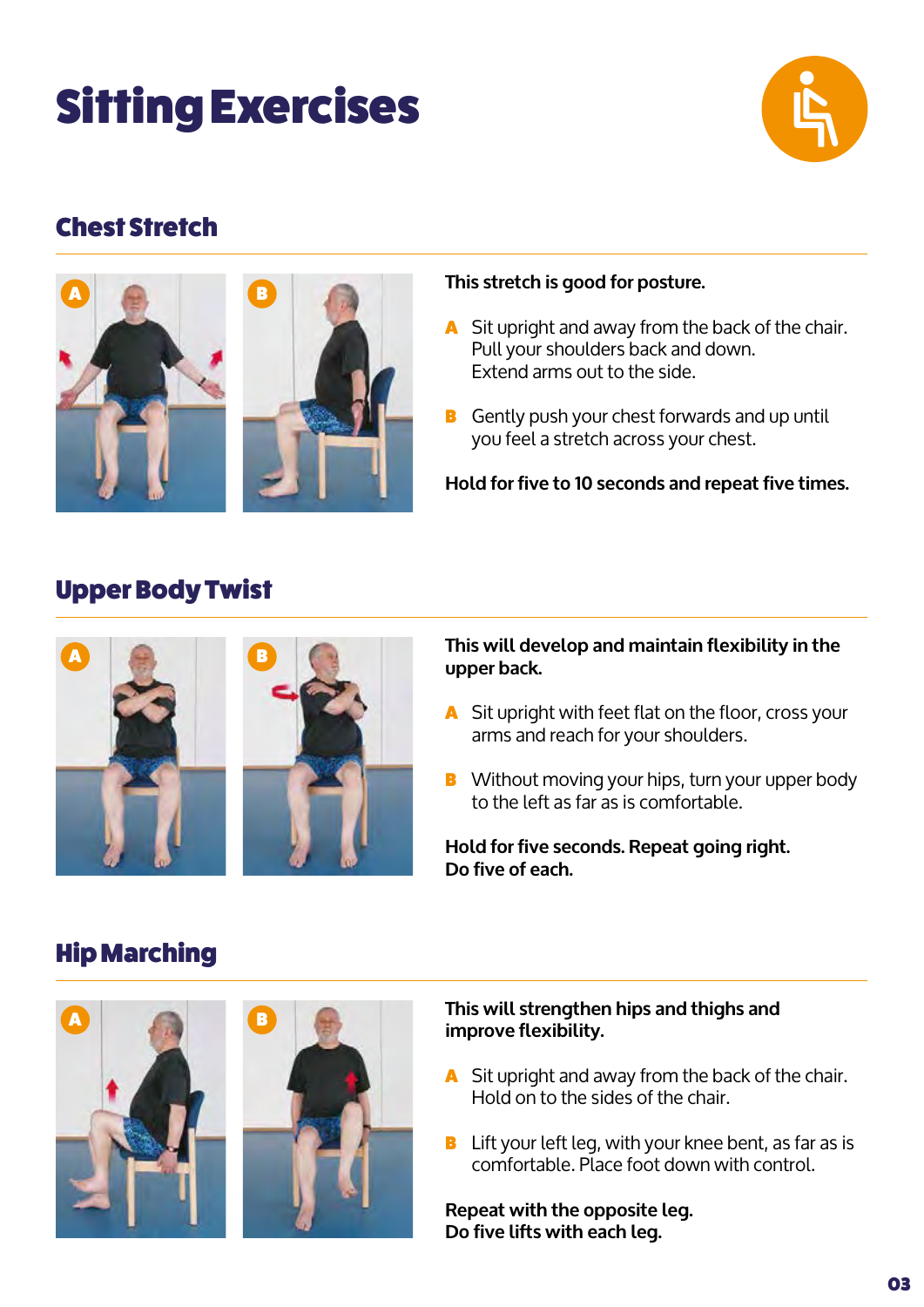# Sitting Exercises

## Chest Stretch

**This stretch is good for posture.**

- **A** Sit upright and away from the back of the chair. Pull your shoulders back and down. Extend arms out to the side.
- **B** Gently push your chest forwards and up until you feel a stretch across your chest.

**Hold for five to 10 seconds and repeat five times.**

## Upper Body Twist

**This will develop and maintain flexibility in the upper back.**

- **A** Sit upright with feet flat on the floor, cross your arms and reach for your shoulders.
- **B** Without moving your hips, turn your upper body to the left as far as is comfortable.

**Hold for five seconds. Repeat going right.**
**Do five of each.**

## Hip Marching

**This will strengthen hips and thighs and improve flexibility.**

- **A** Sit upright and away from the back of the chair. Hold on to the sides of the chair.
- **B** Lift your left leg, with your knee bent, as far as is comfortable. Place foot down with control.

**Repeat with the opposite leg.**
**Do five lifts with each leg.**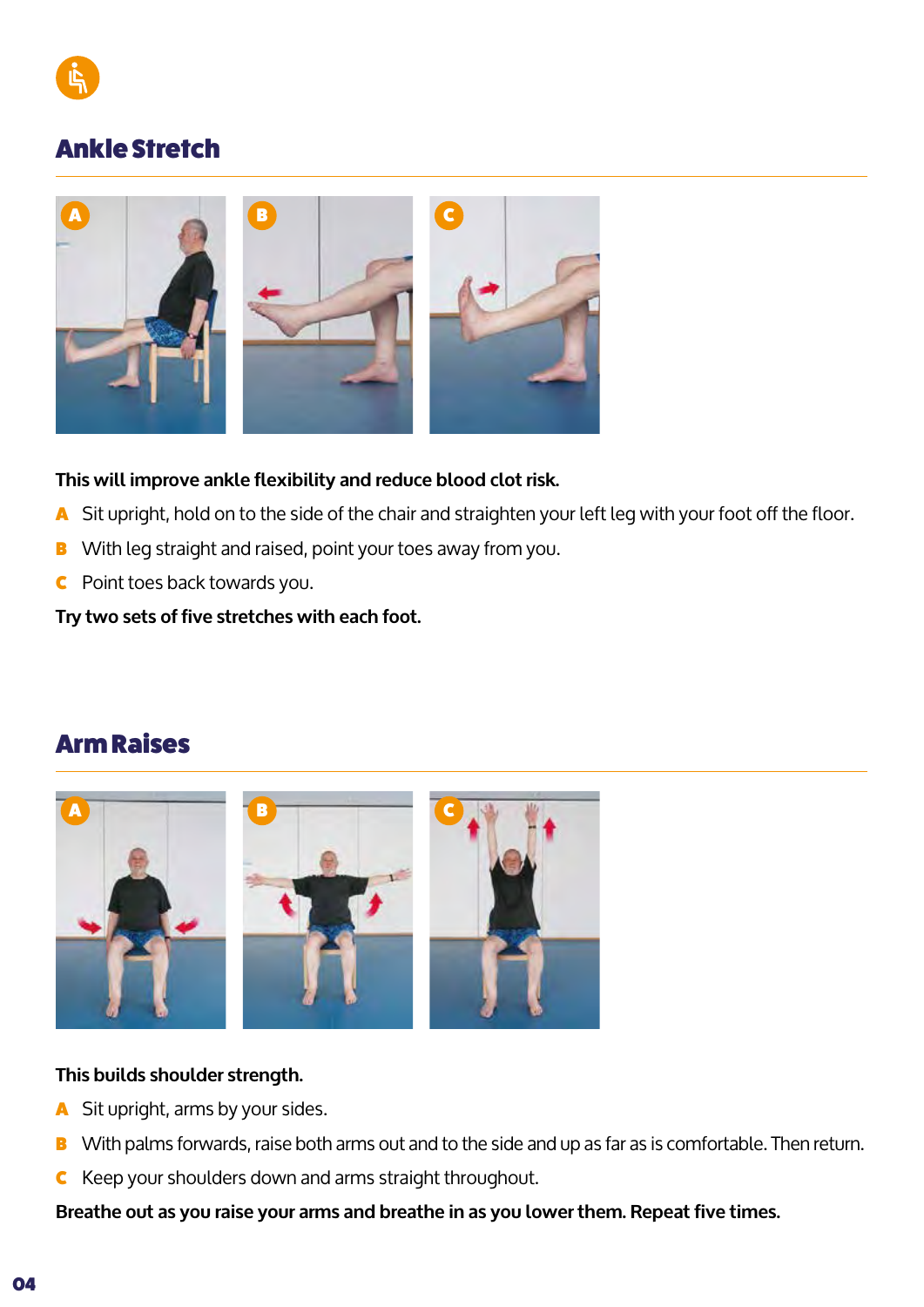## Ankle Stretch

**This will improve ankle flexibility and reduce blood clot risk.**

- **A** Sit upright, hold on to the side of the chair and straighten your left leg with your foot off the floor.
- **B** With leg straight and raised, point your toes away from you.
- **C** Point toes back towards you.

**Try two sets of five stretches with each foot.**

## Arm Raises

**This builds shoulder strength.**

- **A** Sit upright, arms by your sides.
- **B** With palms forwards, raise both arms out and to the side and up as far as is comfortable. Then return.
- **C** Keep your shoulders down and arms straight throughout.

**Breathe out as you raise your arms and breathe in as you lower them. Repeat five times.**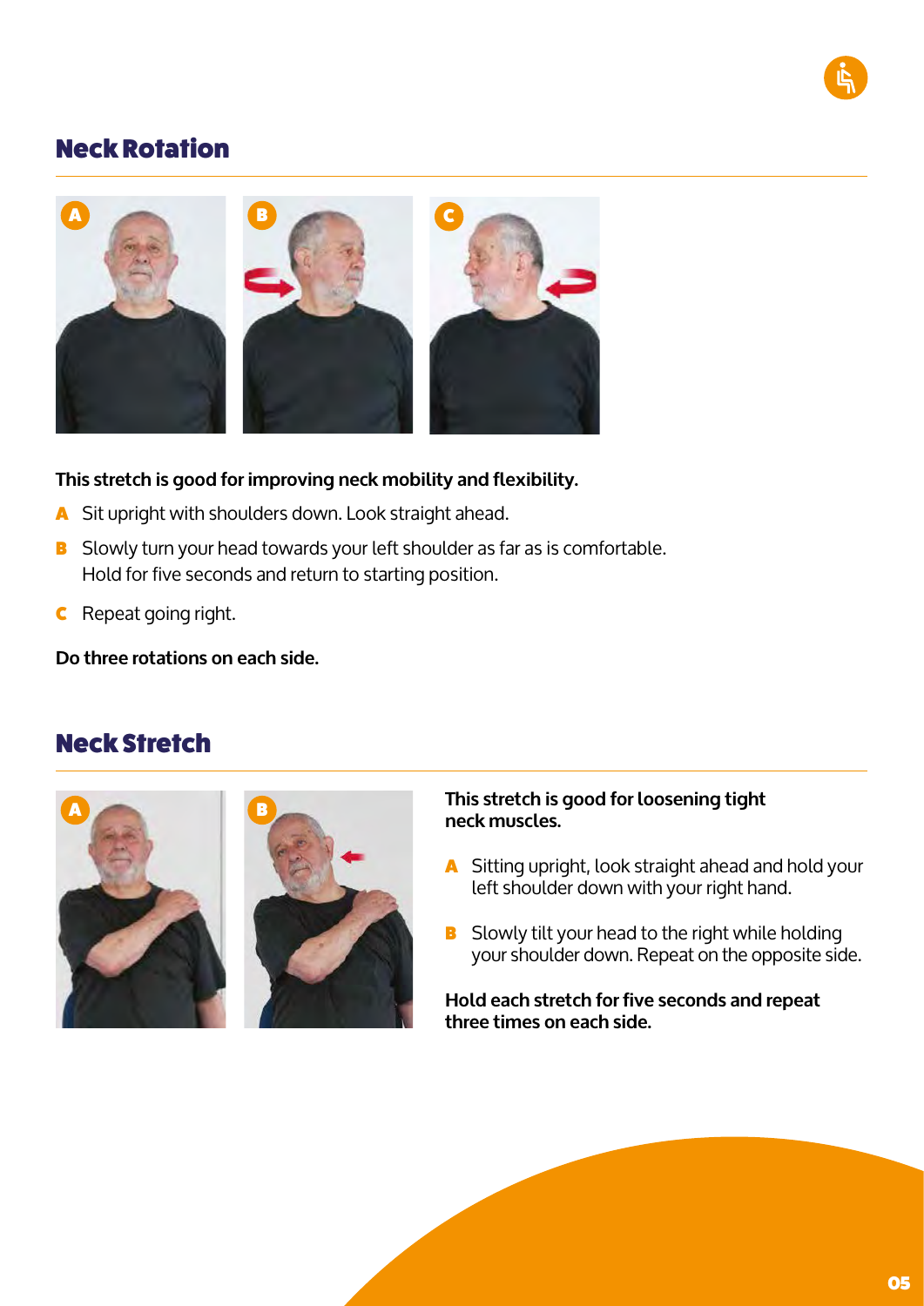## Neck Rotation

**This stretch is good for improving neck mobility and flexibility.**

- **A** Sit upright with shoulders down. Look straight ahead.
- **B** Slowly turn your head towards your left shoulder as far as is comfortable. Hold for five seconds and return to starting position.
- **C** Repeat going right.

**Do three rotations on each side.**

## Neck Stretch

**This stretch is good for loosening tight neck muscles.**

- **A** Sitting upright, look straight ahead and hold your left shoulder down with your right hand.
- **B** Slowly tilt your head to the right while holding your shoulder down. Repeat on the opposite side.

**Hold each stretch for five seconds and repeat three times on each side.**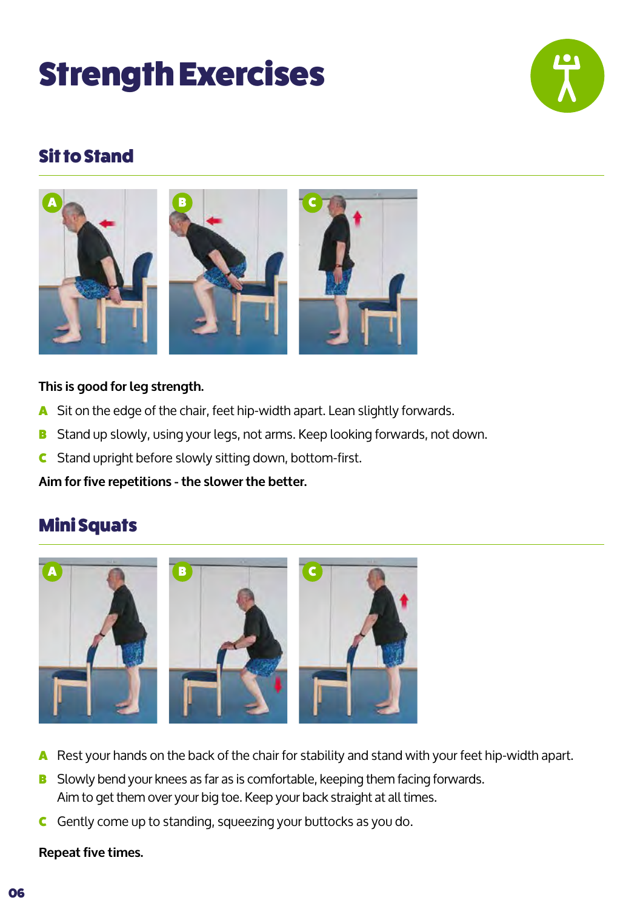# Strength Exercises

## Sit to Stand

**This is good for leg strength.**

**A** Sit on the edge of the chair, feet hip-width apart. Lean slightly forwards.

**B** Stand up slowly, using your legs, not arms. Keep looking forwards, not down.

**C** Stand upright before slowly sitting down, bottom-first.

**Aim for five repetitions - the slower the better.**

## Mini Squats

**A** Rest your hands on the back of the chair for stability and stand with your feet hip-width apart.

**B** Slowly bend your knees as far as is comfortable, keeping them facing forwards. Aim to get them over your big toe. Keep your back straight at all times.

**C** Gently come up to standing, squeezing your buttocks as you do.

**Repeat five times.**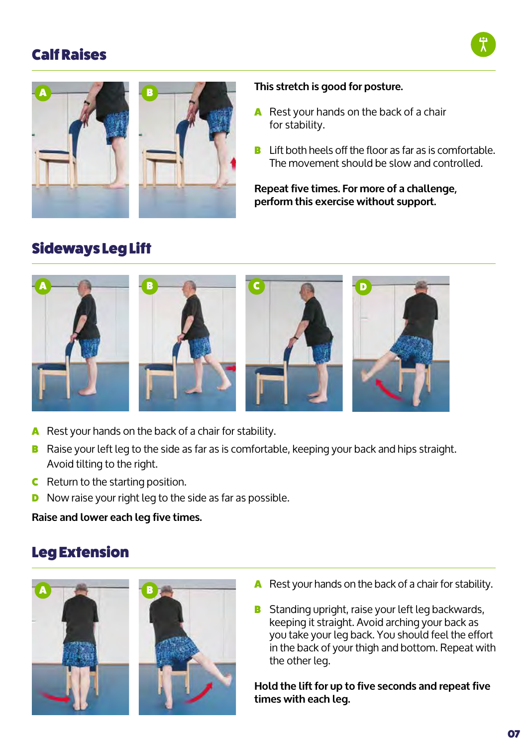## Calf Raises

**This stretch is good for posture.**

- **A** Rest your hands on the back of a chair for stability.
- **B** Lift both heels off the floor as far as is comfortable. The movement should be slow and controlled.

**Repeat five times. For more of a challenge, perform this exercise without support.**

## Sideways Leg Lift

- **A** Rest your hands on the back of a chair for stability.
- **B** Raise your left leg to the side as far as is comfortable, keeping your back and hips straight. Avoid tilting to the right.
- **C** Return to the starting position.
- **D** Now raise your right leg to the side as far as possible.

**Raise and lower each leg five times.**

## Leg Extension

- **A** Rest your hands on the back of a chair for stability.
- **B** Standing upright, raise your left leg backwards, keeping it straight. Avoid arching your back as you take your leg back. You should feel the effort in the back of your thigh and bottom. Repeat with the other leg.

**Hold the lift for up to five seconds and repeat five times with each leg.**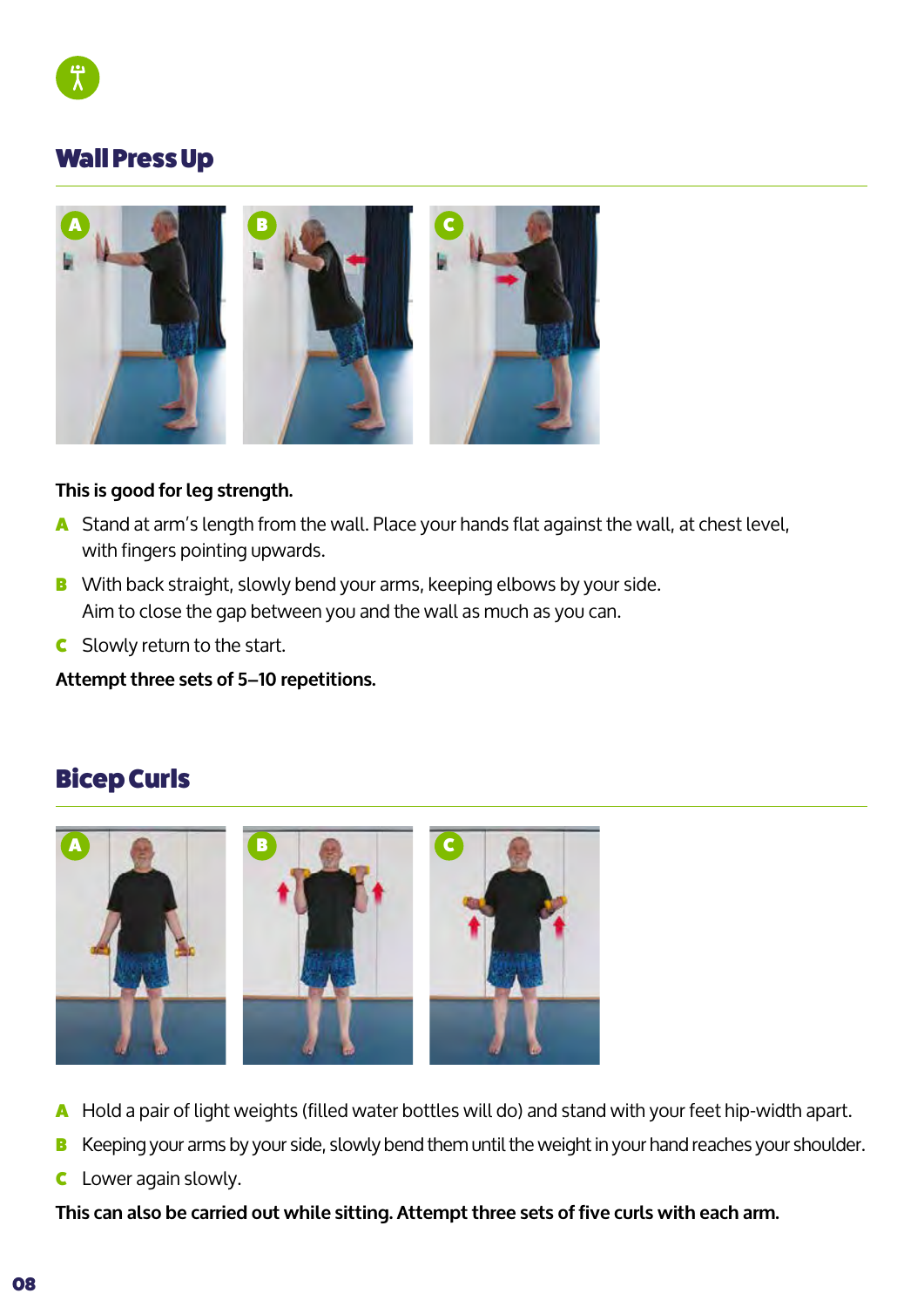## Wall Press Up

**This is good for leg strength.**

- **A** Stand at arm's length from the wall. Place your hands flat against the wall, at chest level, with fingers pointing upwards.
- **B** With back straight, slowly bend your arms, keeping elbows by your side. Aim to close the gap between you and the wall as much as you can.
- **C** Slowly return to the start.

**Attempt three sets of 5–10 repetitions.**

## Bicep Curls

- **A** Hold a pair of light weights (filled water bottles will do) and stand with your feet hip-width apart.
- **B** Keeping your arms by your side, slowly bend them until the weight in your hand reaches your shoulder.
- **C** Lower again slowly.

**This can also be carried out while sitting. Attempt three sets of five curls with each arm.**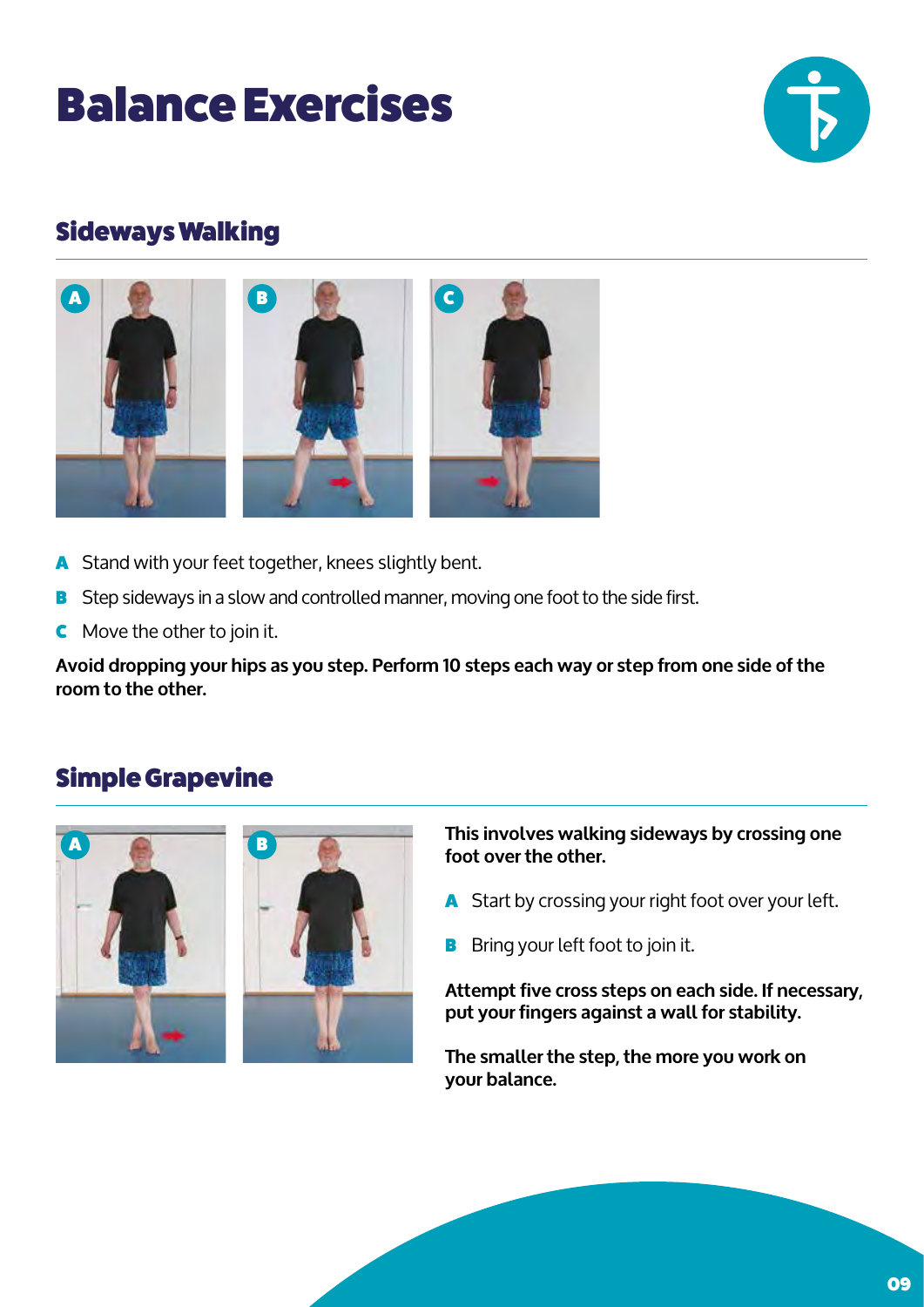# Balance Exercises

## Sideways Walking

- **A** Stand with your feet together, knees slightly bent.
- **B** Step sideways in a slow and controlled manner, moving one foot to the side first.
- **C** Move the other to join it.

**Avoid dropping your hips as you step. Perform 10 steps each way or step from one side of the room to the other.**

## Simple Grapevine

**This involves walking sideways by crossing one foot over the other.**

- **A** Start by crossing your right foot over your left.
- **B** Bring your left foot to join it.

**Attempt five cross steps on each side. If necessary, put your fingers against a wall for stability.**

**The smaller the step, the more you work on your balance.**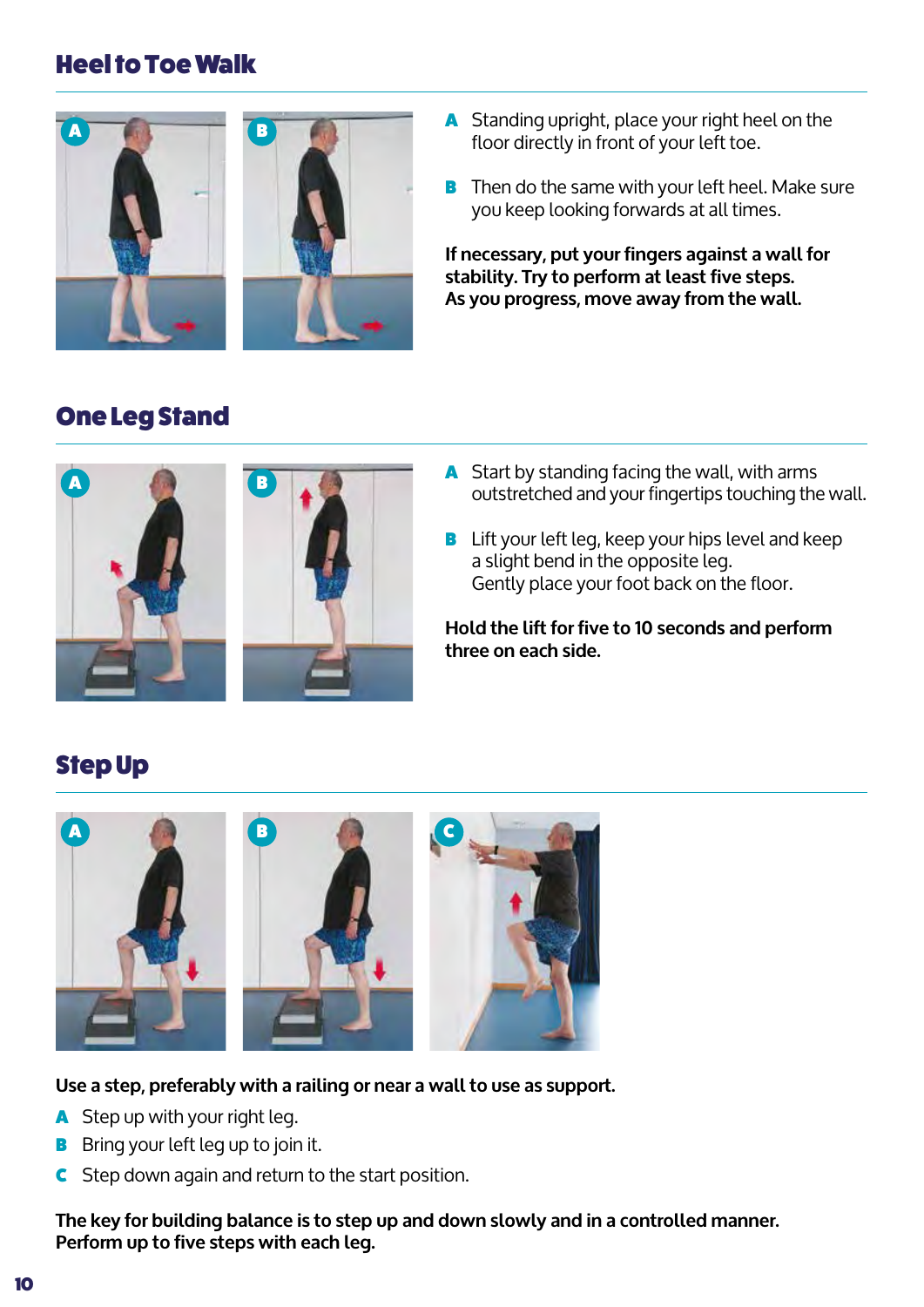## Heel to Toe Walk

**A** Standing upright, place your right heel on the floor directly in front of your left toe.

**B** Then do the same with your left heel. Make sure you keep looking forwards at all times.

**If necessary, put your fingers against a wall for stability. Try to perform at least five steps. As you progress, move away from the wall.**

## One Leg Stand

**A** Start by standing facing the wall, with arms outstretched and your fingertips touching the wall.

**B** Lift your left leg, keep your hips level and keep a slight bend in the opposite leg. Gently place your foot back on the floor.

**Hold the lift for five to 10 seconds and perform three on each side.**

## Step Up

**Use a step, preferably with a railing or near a wall to use as support.**

**A** Step up with your right leg.

**B** Bring your left leg up to join it.

**C** Step down again and return to the start position.

**The key for building balance is to step up and down slowly and in a controlled manner. Perform up to five steps with each leg.**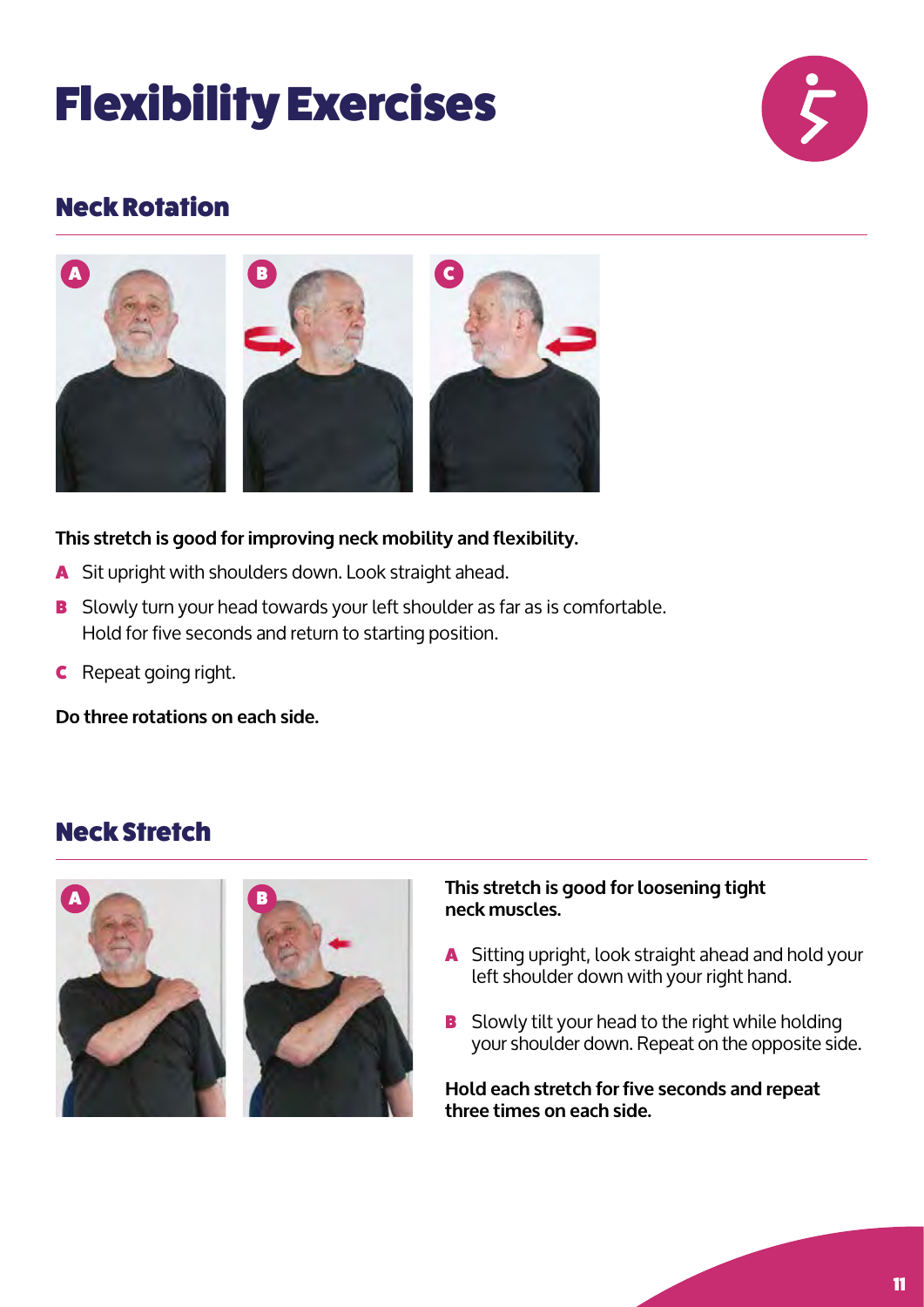# Flexibility Exercises

## Neck Rotation

**This stretch is good for improving neck mobility and flexibility.**

- **A** Sit upright with shoulders down. Look straight ahead.
- **B** Slowly turn your head towards your left shoulder as far as is comfortable. Hold for five seconds and return to starting position.
- **C** Repeat going right.

**Do three rotations on each side.**

## Neck Stretch

**This stretch is good for loosening tight neck muscles.**

- **A** Sitting upright, look straight ahead and hold your left shoulder down with your right hand.
- **B** Slowly tilt your head to the right while holding your shoulder down. Repeat on the opposite side.

**Hold each stretch for five seconds and repeat three times on each side.**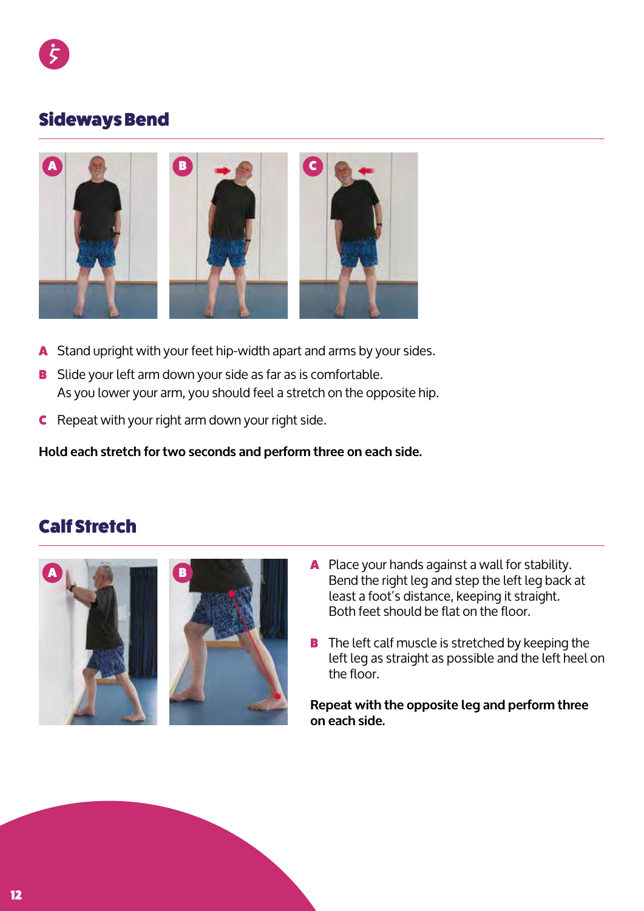## Sideways Bend

- **A** Stand upright with your feet hip-width apart and arms by your sides.
- **B** Slide your left arm down your side as far as is comfortable. As you lower your arm, you should feel a stretch on the opposite hip.
- **C** Repeat with your right arm down your right side.

**Hold each stretch for two seconds and perform three on each side.**

## Calf Stretch

- **A** Place your hands against a wall for stability. Bend the right leg and step the left leg back at least a foot's distance, keeping it straight. Both feet should be flat on the floor.
- **B** The left calf muscle is stretched by keeping the left leg as straight as possible and the left heel on the floor.

**Repeat with the opposite leg and perform three on each side.**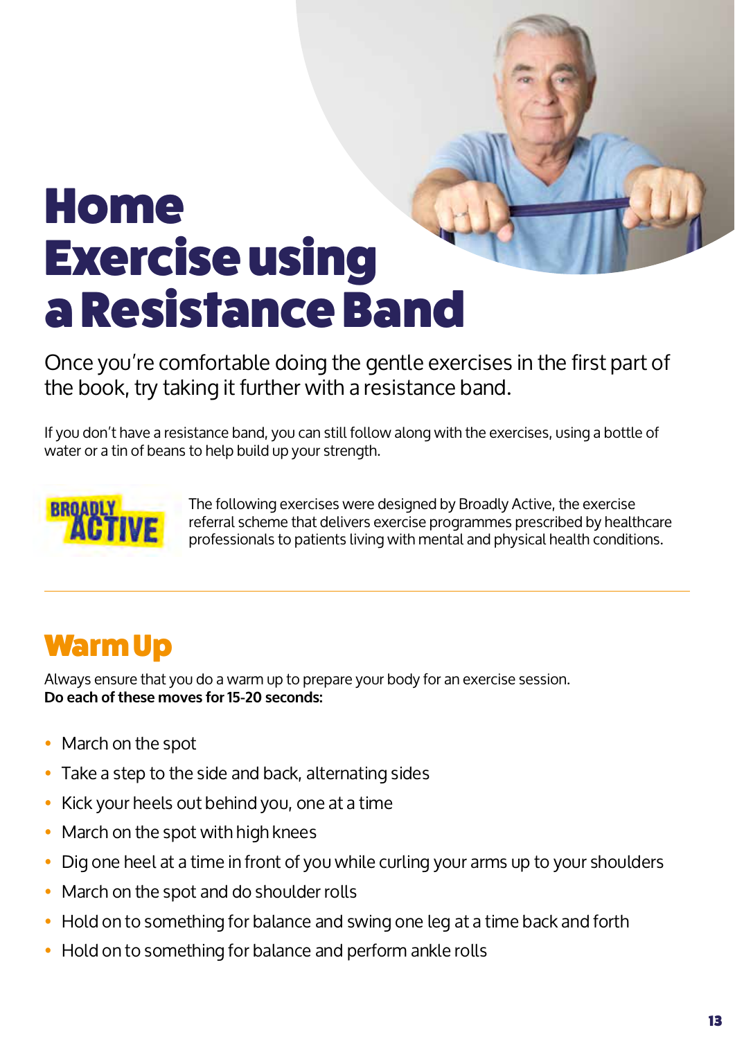# Home Exercise using a Resistance Band

Once you're comfortable doing the gentle exercises in the first part of the book, try taking it further with a resistance band.

If you don't have a resistance band, you can still follow along with the exercises, using a bottle of water or a tin of beans to help build up your strength.

The following exercises were designed by Broadly Active, the exercise referral scheme that delivers exercise programmes prescribed by healthcare professionals to patients living with mental and physical health conditions.

## Warm Up

Always ensure that you do a warm up to prepare your body for an exercise session.
**Do each of these moves for 15-20 seconds:**

- March on the spot
- Take a step to the side and back, alternating sides
- Kick your heels out behind you, one at a time
- March on the spot with high knees
- Dig one heel at a time in front of you while curling your arms up to your shoulders
- March on the spot and do shoulder rolls
- Hold on to something for balance and swing one leg at a time back and forth
- Hold on to something for balance and perform ankle rolls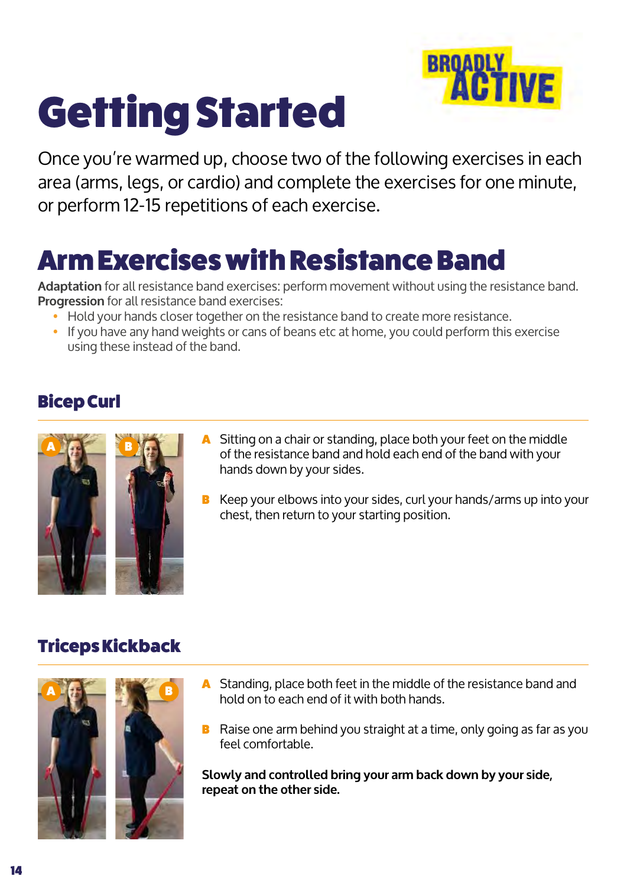# Getting Started

Once you're warmed up, choose two of the following exercises in each area (arms, legs, or cardio) and complete the exercises for one minute, or perform 12-15 repetitions of each exercise.

## Arm Exercises with Resistance Band

**Adaptation** for all resistance band exercises: perform movement without using the resistance band.
**Progression** for all resistance band exercises:

- Hold your hands closer together on the resistance band to create more resistance.
- If you have any hand weights or cans of beans etc at home, you could perform this exercise using these instead of the band.

### Bicep Curl

**A** Sitting on a chair or standing, place both your feet on the middle of the resistance band and hold each end of the band with your hands down by your sides.

**B** Keep your elbows into your sides, curl your hands/arms up into your chest, then return to your starting position.

### Triceps Kickback

**A** Standing, place both feet in the middle of the resistance band and hold on to each end of it with both hands.

**B** Raise one arm behind you straight at a time, only going as far as you feel comfortable.

**Slowly and controlled bring your arm back down by your side, repeat on the other side.**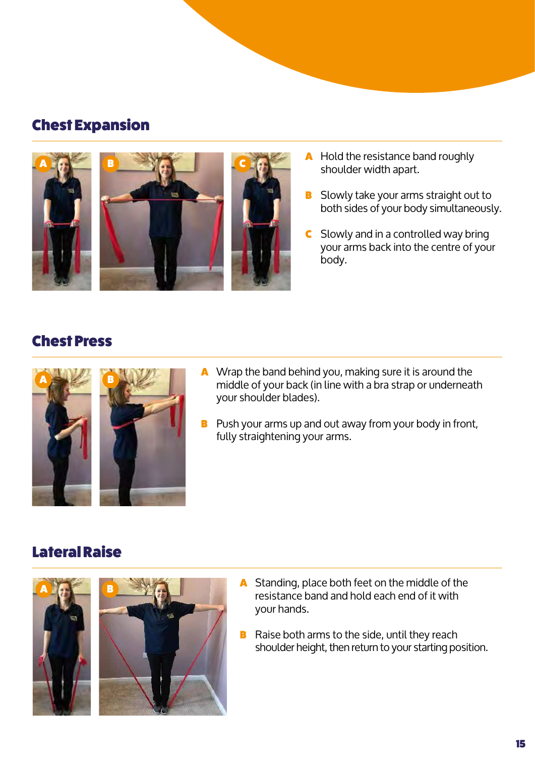## Chest Expansion

**A** Hold the resistance band roughly shoulder width apart.

**B** Slowly take your arms straight out to both sides of your body simultaneously.

**C** Slowly and in a controlled way bring your arms back into the centre of your body.

## Chest Press

**A** Wrap the band behind you, making sure it is around the middle of your back (in line with a bra strap or underneath your shoulder blades).

**B** Push your arms up and out away from your body in front, fully straightening your arms.

## Lateral Raise

**A** Standing, place both feet on the middle of the resistance band and hold each end of it with your hands.

**B** Raise both arms to the side, until they reach shoulder height, then return to your starting position.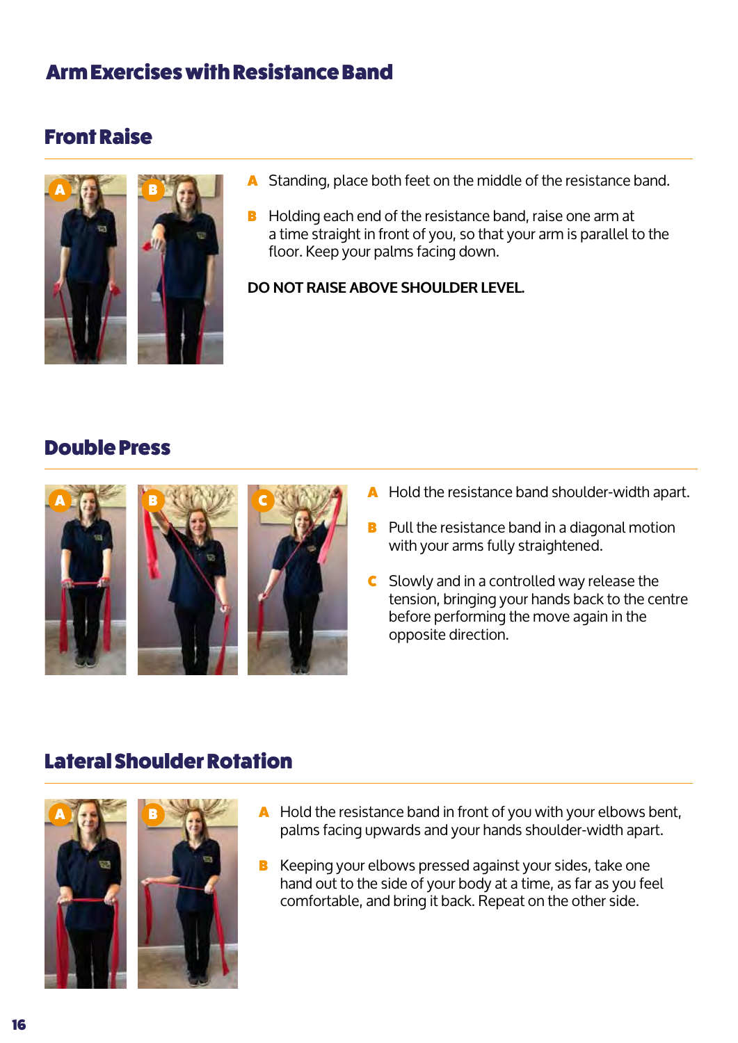# Arm Exercises with Resistance Band

## Front Raise

**A** Standing, place both feet on the middle of the resistance band.

**B** Holding each end of the resistance band, raise one arm at a time straight in front of you, so that your arm is parallel to the floor. Keep your palms facing down.

**DO NOT RAISE ABOVE SHOULDER LEVEL.**

## Double Press

**A** Hold the resistance band shoulder-width apart.

**B** Pull the resistance band in a diagonal motion with your arms fully straightened.

**C** Slowly and in a controlled way release the tension, bringing your hands back to the centre before performing the move again in the opposite direction.

## Lateral Shoulder Rotation

**A** Hold the resistance band in front of you with your elbows bent, palms facing upwards and your hands shoulder-width apart.

**B** Keeping your elbows pressed against your sides, take one hand out to the side of your body at a time, as far as you feel comfortable, and bring it back. Repeat on the other side.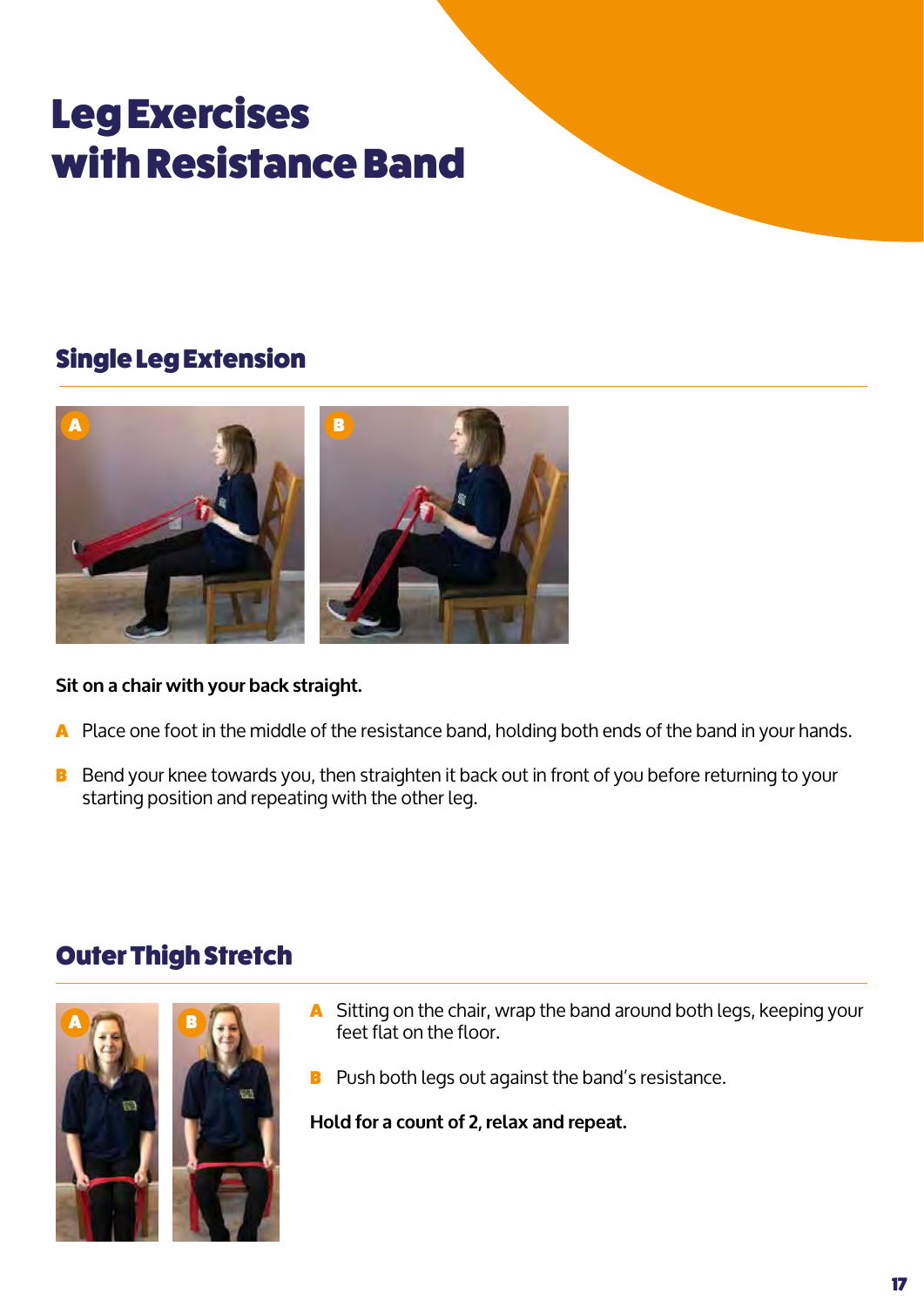# Leg Exercises with Resistance Band

## Single Leg Extension

**Sit on a chair with your back straight.**

**A** Place one foot in the middle of the resistance band, holding both ends of the band in your hands.

**B** Bend your knee towards you, then straighten it back out in front of you before returning to your starting position and repeating with the other leg.

## Outer Thigh Stretch

**A** Sitting on the chair, wrap the band around both legs, keeping your feet flat on the floor.

**B** Push both legs out against the band's resistance.

**Hold for a count of 2, relax and repeat.**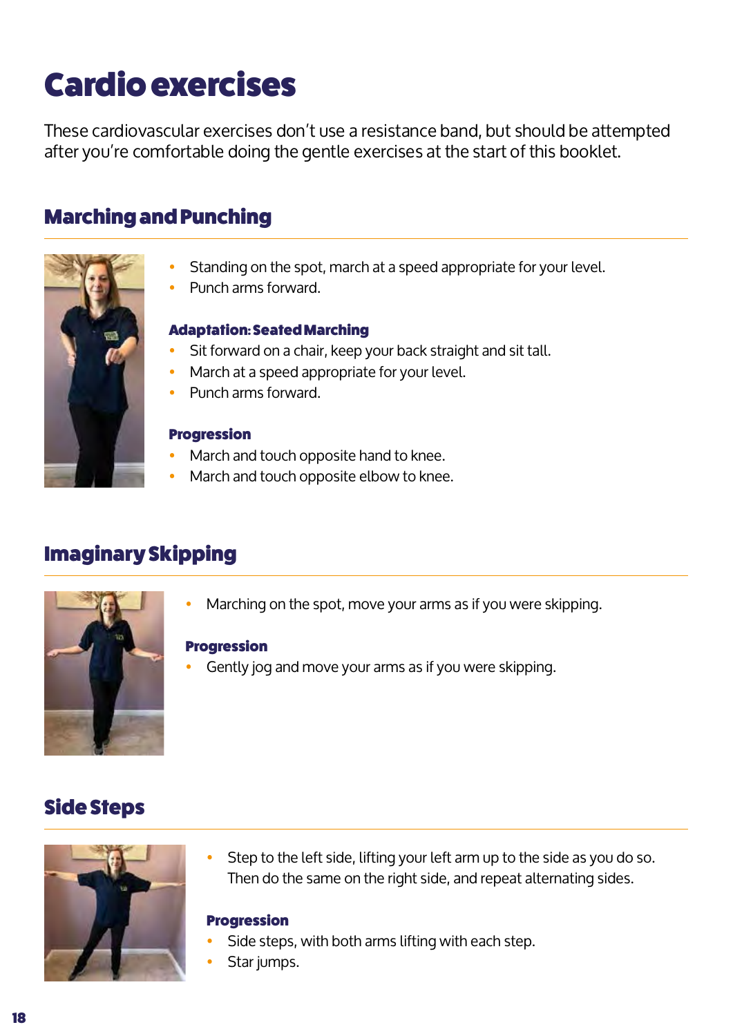# Cardio exercises

These cardiovascular exercises don't use a resistance band, but should be attempted after you're comfortable doing the gentle exercises at the start of this booklet.

## Marching and Punching

- Standing on the spot, march at a speed appropriate for your level.
- Punch arms forward.

### Adaptation: Seated Marching

- Sit forward on a chair, keep your back straight and sit tall.
- March at a speed appropriate for your level.
- Punch arms forward.

### Progression

- March and touch opposite hand to knee.
- March and touch opposite elbow to knee.

## Imaginary Skipping

- Marching on the spot, move your arms as if you were skipping.

### Progression

- Gently jog and move your arms as if you were skipping.

## Side Steps

- Step to the left side, lifting your left arm up to the side as you do so. Then do the same on the right side, and repeat alternating sides.

### Progression

- Side steps, with both arms lifting with each step.
- Star jumps.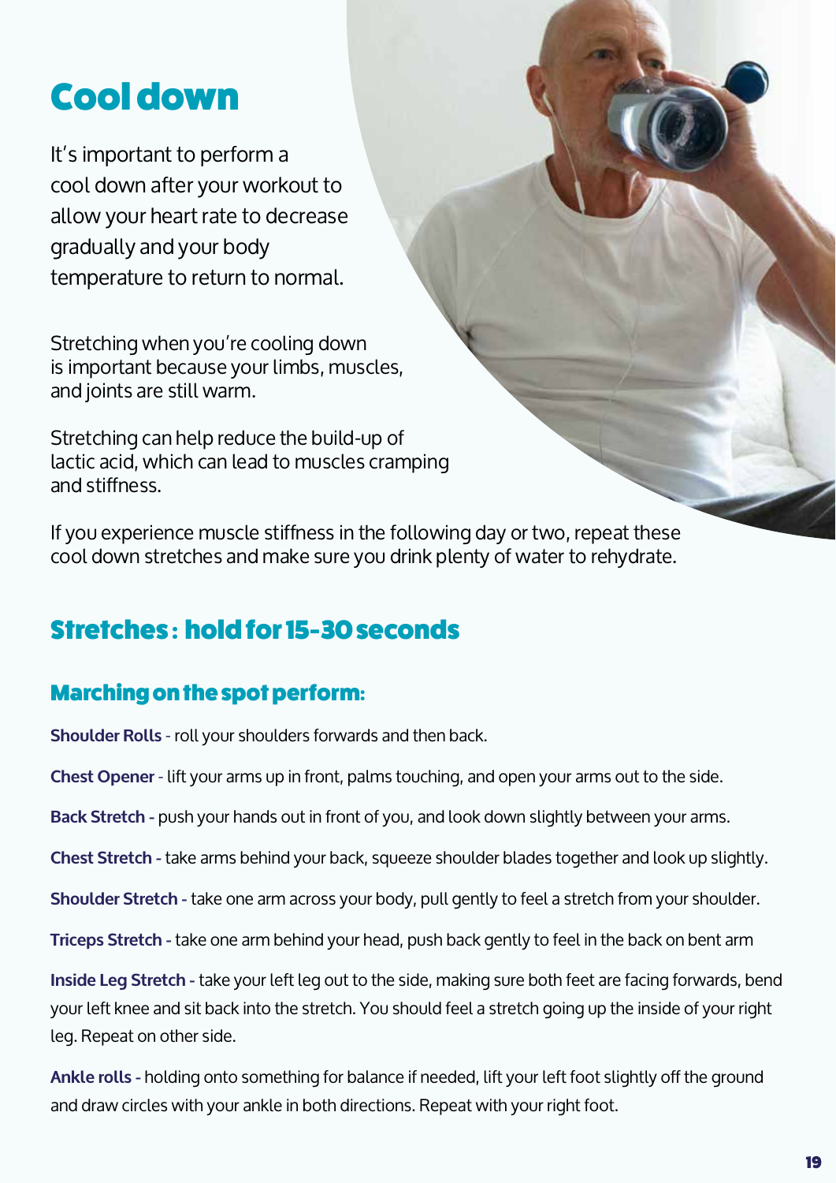# Cool down

It's important to perform a cool down after your workout to allow your heart rate to decrease gradually and your body temperature to return to normal.

Stretching when you're cooling down is important because your limbs, muscles, and joints are still warm.

Stretching can help reduce the build-up of lactic acid, which can lead to muscles cramping and stiffness.

If you experience muscle stiffness in the following day or two, repeat these cool down stretches and make sure you drink plenty of water to rehydrate.

## Stretches : hold for 15-30 seconds

### Marching on the spot perform:

**Shoulder Rolls** - roll your shoulders forwards and then back.

**Chest Opener** - lift your arms up in front, palms touching, and open your arms out to the side.

**Back Stretch** - push your hands out in front of you, and look down slightly between your arms.

**Chest Stretch** - take arms behind your back, squeeze shoulder blades together and look up slightly.

**Shoulder Stretch** - take one arm across your body, pull gently to feel a stretch from your shoulder.

**Triceps Stretch** - take one arm behind your head, push back gently to feel in the back on bent arm

**Inside Leg Stretch** - take your left leg out to the side, making sure both feet are facing forwards, bend your left knee and sit back into the stretch. You should feel a stretch going up the inside of your right leg. Repeat on other side.

**Ankle rolls** - holding onto something for balance if needed, lift your left foot slightly off the ground and draw circles with your ankle in both directions. Repeat with your right foot.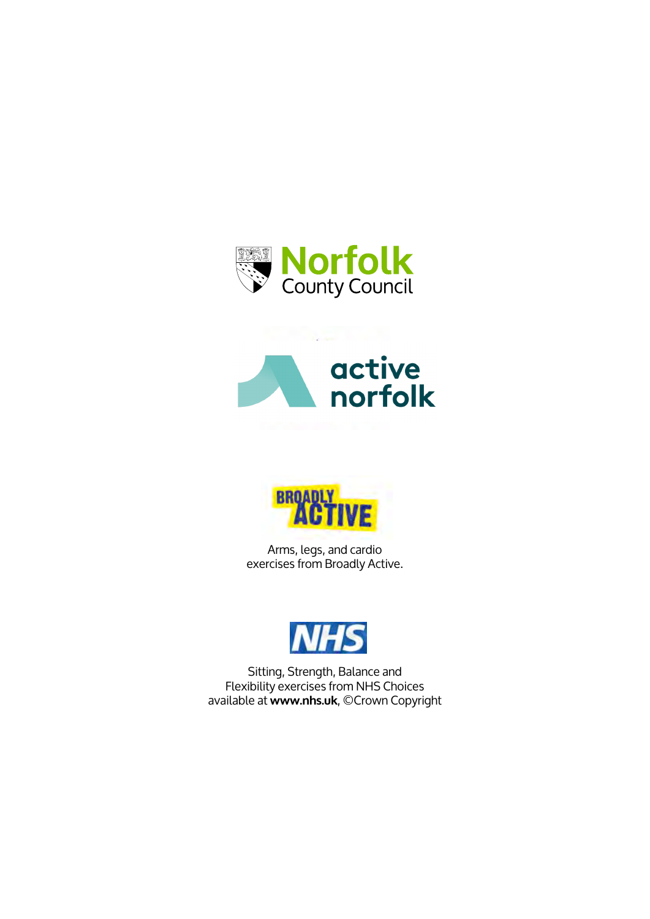Norfolk County Council

active norfolk

BROADLY ACTIVE

Arms, legs, and cardio exercises from Broadly Active.

NHS

Sitting, Strength, Balance and Flexibility exercises from NHS Choices available at **www.nhs.uk**, ©Crown Copyright